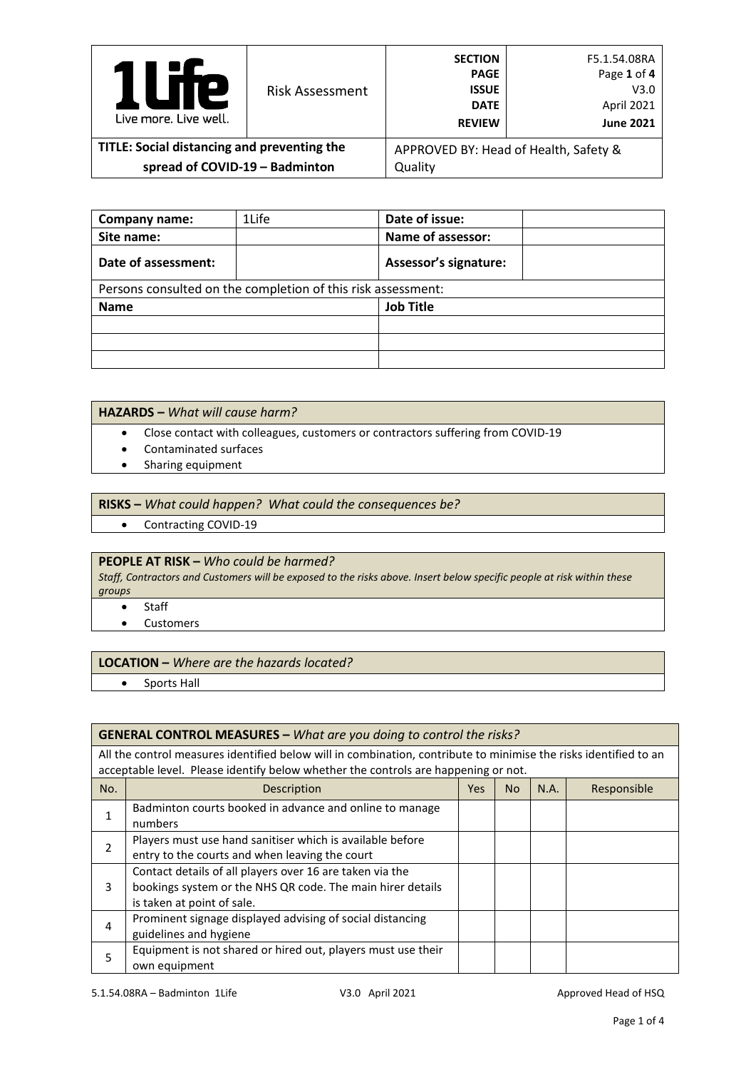| 1Life Live more. Live well. | Risk Assessment | SECTION<br>PAGE<br>ISSUE<br>DATE<br>REVIEW | F5.1.54.08RA<br>Page **1** of **4**<br>V3.0<br>April 2021<br>**June 2021** |
|---|---|---|---|
| **TITLE: Social distancing and preventing the spread of COVID-19 – Badminton** | | APPROVED BY: Head of Health, Safety & Quality | |

| **Company name:** | 1Life | **Date of issue:** | |
|---|---|---|---|
| **Site name:** | | **Name of assessor:** | |
| **Date of assessment:** | | **Assessor's signature:** | |
| Persons consulted on the completion of this risk assessment: | | | |
| **Name** | | **Job Title** | |
| | | | |
| | | | |
| | | | |

**HAZARDS –** *What will cause harm?*

- Close contact with colleagues, customers or contractors suffering from COVID-19
- Contaminated surfaces
- Sharing equipment

**RISKS –** *What could happen? What could the consequences be?*

- Contracting COVID-19

**PEOPLE AT RISK –** *Who could be harmed?*

*Staff, Contractors and Customers will be exposed to the risks above. Insert below specific people at risk within these groups*

- Staff
- Customers

**LOCATION –** *Where are the hazards located?*

- Sports Hall

**GENERAL CONTROL MEASURES –** *What are you doing to control the risks?*

All the control measures identified below will in combination, contribute to minimise the risks identified to an acceptable level. Please identify below whether the controls are happening or not.

| No. | Description | Yes | No | N.A. | Responsible |
|---|---|---|---|---|---|
| 1 | Badminton courts booked in advance and online to manage numbers | | | | |
| 2 | Players must use hand sanitiser which is available before entry to the courts and when leaving the court | | | | |
| 3 | Contact details of all players over 16 are taken via the bookings system or the NHS QR code. The main hirer details is taken at point of sale. | | | | |
| 4 | Prominent signage displayed advising of social distancing guidelines and hygiene | | | | |
| 5 | Equipment is not shared or hired out, players must use their own equipment | | | | |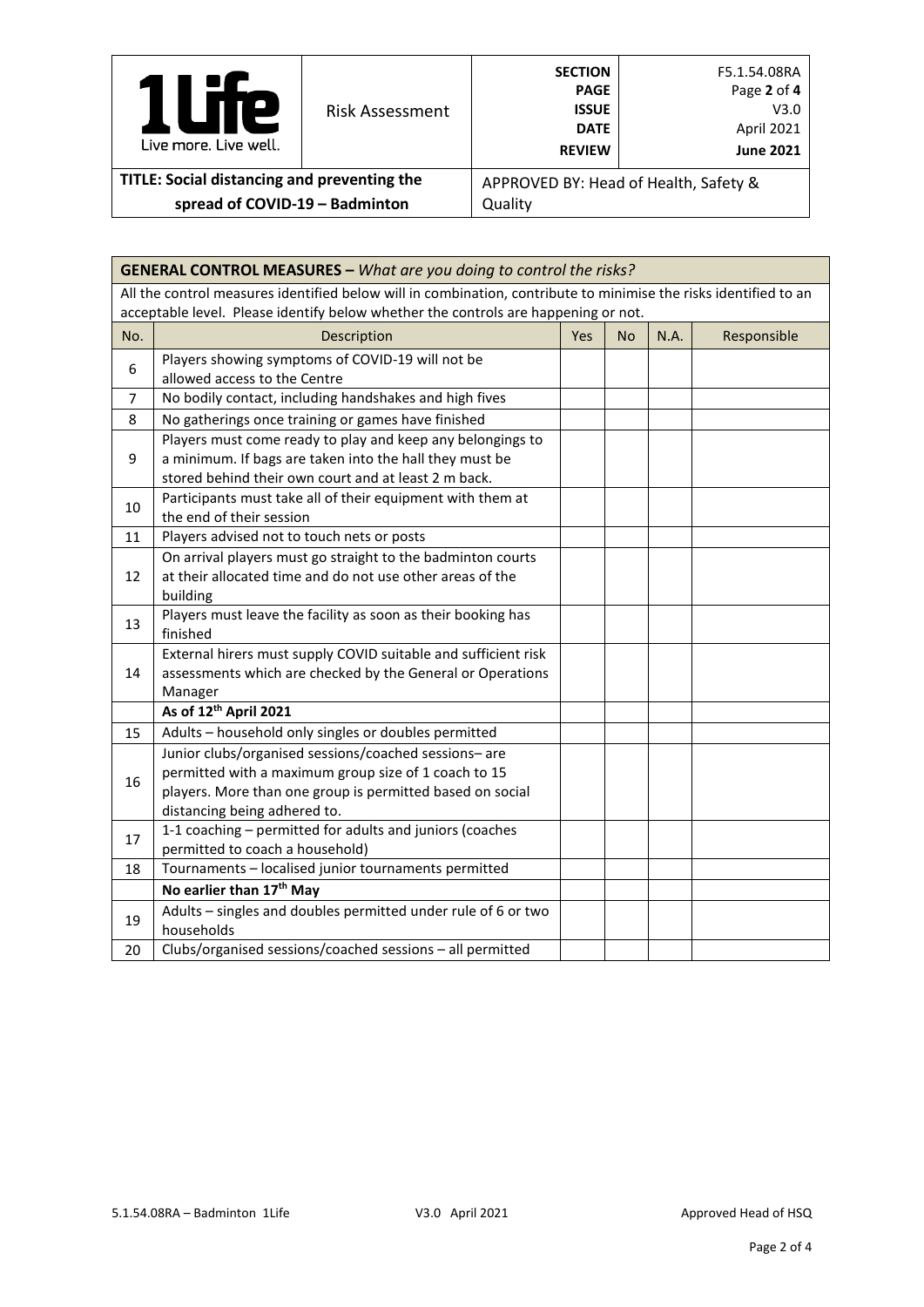| 1Life Live more. Live well. | Risk Assessment | SECTION PAGE ISSUE DATE REVIEW | F5.1.54.08RA Page **2** of **4** V3.0 April 2021 **June 2021** |
|---|---|---|---|
| **TITLE: Social distancing and preventing the spread of COVID-19 – Badminton** | | APPROVED BY: Head of Health, Safety & Quality | |

**GENERAL CONTROL MEASURES –** *What are you doing to control the risks?*

All the control measures identified below will in combination, contribute to minimise the risks identified to an acceptable level. Please identify below whether the controls are happening or not.

| No. | Description | Yes | No | N.A. | Responsible |
|---|---|---|---|---|---|
| 6 | Players showing symptoms of COVID-19 will not be allowed access to the Centre | | | | |
| 7 | No bodily contact, including handshakes and high fives | | | | |
| 8 | No gatherings once training or games have finished | | | | |
| 9 | Players must come ready to play and keep any belongings to a minimum. If bags are taken into the hall they must be stored behind their own court and at least 2 m back. | | | | |
| 10 | Participants must take all of their equipment with them at the end of their session | | | | |
| 11 | Players advised not to touch nets or posts | | | | |
| 12 | On arrival players must go straight to the badminton courts at their allocated time and do not use other areas of the building | | | | |
| 13 | Players must leave the facility as soon as their booking has finished | | | | |
| 14 | External hirers must supply COVID suitable and sufficient risk assessments which are checked by the General or Operations Manager | | | | |
| | **As of 12th April 2021** | | | | |
| 15 | Adults – household only singles or doubles permitted | | | | |
| 16 | Junior clubs/organised sessions/coached sessions– are permitted with a maximum group size of 1 coach to 15 players. More than one group is permitted based on social distancing being adhered to. | | | | |
| 17 | 1-1 coaching – permitted for adults and juniors (coaches permitted to coach a household) | | | | |
| 18 | Tournaments – localised junior tournaments permitted | | | | |
| | **No earlier than 17th May** | | | | |
| 19 | Adults – singles and doubles permitted under rule of 6 or two households | | | | |
| 20 | Clubs/organised sessions/coached sessions – all permitted | | | | |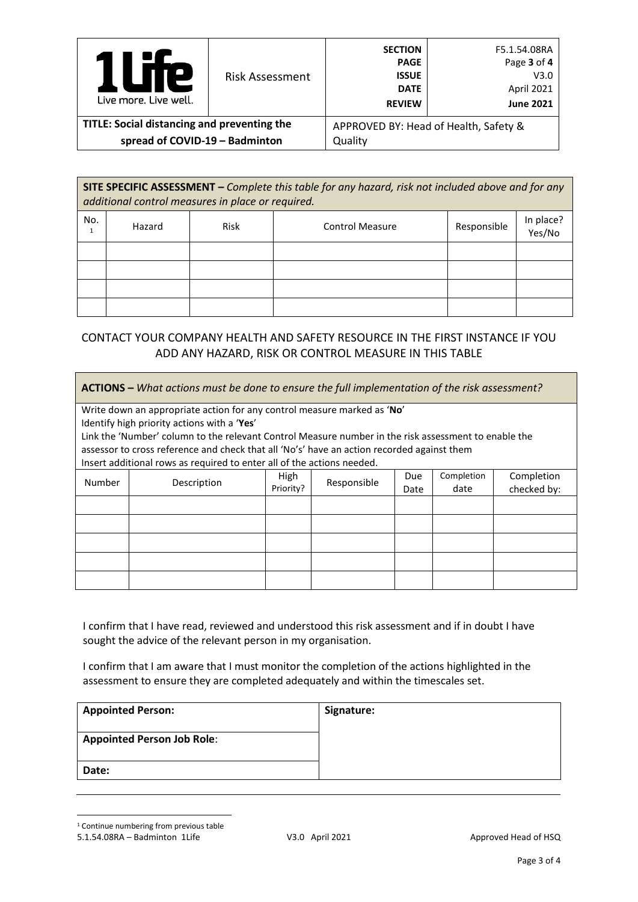| | Risk Assessment | SECTION | F5.1.54.08RA |
|---|---|---|---|
| | | PAGE | Page 3 of 4 |
| | | ISSUE | V3.0 |
| | | DATE | April 2021 |
| | | REVIEW | June 2021 |
| **TITLE: Social distancing and preventing the spread of COVID-19 – Badminton** | | APPROVED BY: Head of Health, Safety & Quality | |

| **SITE SPECIFIC ASSESSMENT –** *Complete this table for any hazard, risk not included above and for any additional control measures in place or required.* | | | | | |
|---|---|---|---|---|---|
| No. [1] | Hazard | Risk | Control Measure | Responsible | In place? Yes/No |
| | | | | | |
| | | | | | |
| | | | | | |
| | | | | | |

CONTACT YOUR COMPANY HEALTH AND SAFETY RESOURCE IN THE FIRST INSTANCE IF YOU ADD ANY HAZARD, RISK OR CONTROL MEASURE IN THIS TABLE

**ACTIONS –** *What actions must be done to ensure the full implementation of the risk assessment?*

Write down an appropriate action for any control measure marked as '**No**'
Identify high priority actions with a '**Yes**'
Link the 'Number' column to the relevant Control Measure number in the risk assessment to enable the assessor to cross reference and check that all 'No's' have an action recorded against them
Insert additional rows as required to enter all of the actions needed.

| Number | Description | High Priority? | Responsible | Due Date | Completion date | Completion checked by: |
|---|---|---|---|---|---|---|
| | | | | | | |
| | | | | | | |
| | | | | | | |
| | | | | | | |
| | | | | | | |

I confirm that I have read, reviewed and understood this risk assessment and if in doubt I have sought the advice of the relevant person in my organisation.

I confirm that I am aware that I must monitor the completion of the actions highlighted in the assessment to ensure they are completed adequately and within the timescales set.

| **Appointed Person:** | **Signature:** |
|---|---|
| **Appointed Person Job Role**: | |
| **Date:** | |

[1] Continue numbering from previous table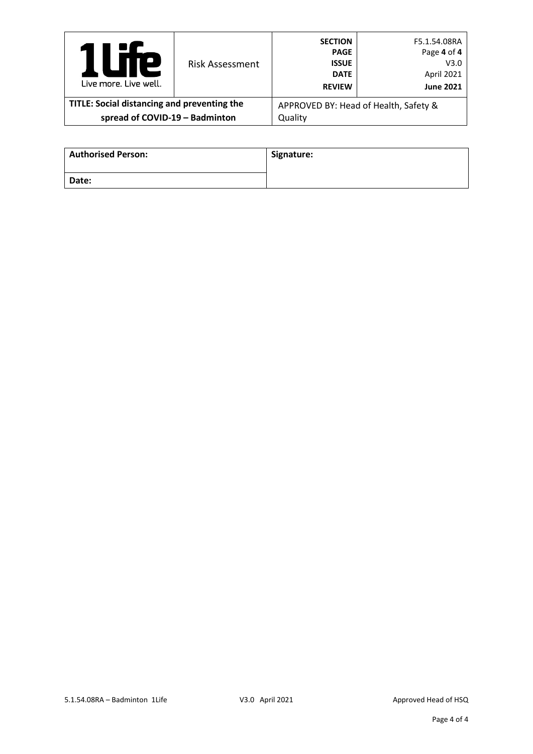| Authorised Person: | Signature: |
|---|---|
| Date: | |